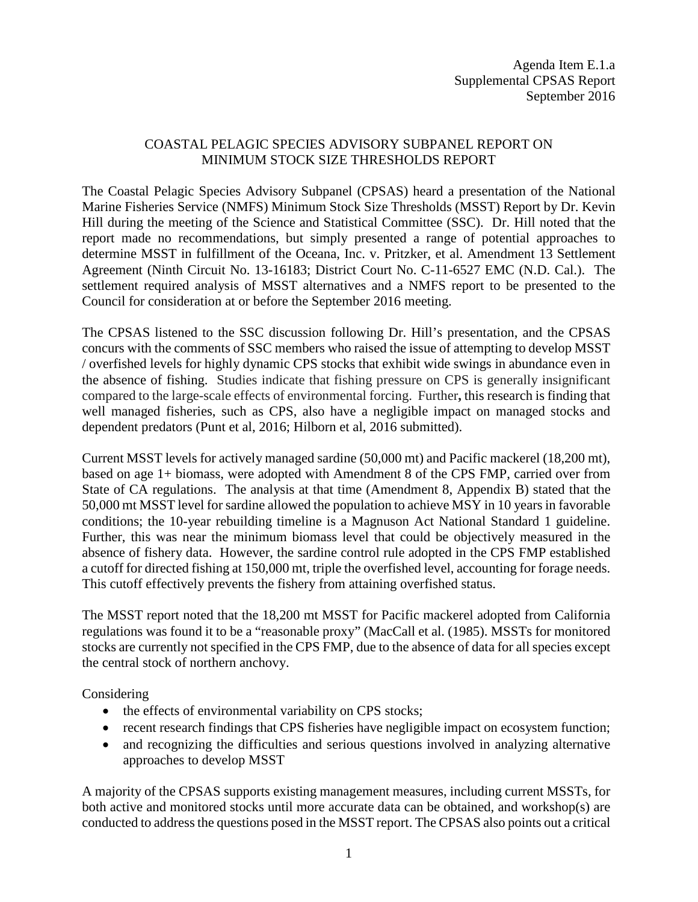Agenda Item E.1.a
Supplemental CPSAS Report
September 2016

## COASTAL PELAGIC SPECIES ADVISORY SUBPANEL REPORT ON MINIMUM STOCK SIZE THRESHOLDS REPORT

The Coastal Pelagic Species Advisory Subpanel (CPSAS) heard a presentation of the National Marine Fisheries Service (NMFS) Minimum Stock Size Thresholds (MSST) Report by Dr. Kevin Hill during the meeting of the Science and Statistical Committee (SSC). Dr. Hill noted that the report made no recommendations, but simply presented a range of potential approaches to determine MSST in fulfillment of the Oceana, Inc. v. Pritzker, et al. Amendment 13 Settlement Agreement (Ninth Circuit No. 13-16183; District Court No. C-11-6527 EMC (N.D. Cal.). The settlement required analysis of MSST alternatives and a NMFS report to be presented to the Council for consideration at or before the September 2016 meeting.

The CPSAS listened to the SSC discussion following Dr. Hill's presentation, and the CPSAS concurs with the comments of SSC members who raised the issue of attempting to develop MSST / overfished levels for highly dynamic CPS stocks that exhibit wide swings in abundance even in the absence of fishing. Studies indicate that fishing pressure on CPS is generally insignificant compared to the large-scale effects of environmental forcing. Further**,** this research is finding that well managed fisheries, such as CPS, also have a negligible impact on managed stocks and dependent predators (Punt et al, 2016; Hilborn et al, 2016 submitted).

Current MSST levels for actively managed sardine (50,000 mt) and Pacific mackerel (18,200 mt), based on age 1+ biomass, were adopted with Amendment 8 of the CPS FMP, carried over from State of CA regulations. The analysis at that time (Amendment 8, Appendix B) stated that the 50,000 mt MSST level for sardine allowed the population to achieve MSY in 10 years in favorable conditions; the 10-year rebuilding timeline is a Magnuson Act National Standard 1 guideline. Further, this was near the minimum biomass level that could be objectively measured in the absence of fishery data. However, the sardine control rule adopted in the CPS FMP established a cutoff for directed fishing at 150,000 mt, triple the overfished level, accounting for forage needs. This cutoff effectively prevents the fishery from attaining overfished status.

The MSST report noted that the 18,200 mt MSST for Pacific mackerel adopted from California regulations was found it to be a "reasonable proxy" (MacCall et al. (1985). MSSTs for monitored stocks are currently not specified in the CPS FMP, due to the absence of data for all species except the central stock of northern anchovy.

Considering

- the effects of environmental variability on CPS stocks;
- recent research findings that CPS fisheries have negligible impact on ecosystem function;
- and recognizing the difficulties and serious questions involved in analyzing alternative approaches to develop MSST

A majority of the CPSAS supports existing management measures, including current MSSTs, for both active and monitored stocks until more accurate data can be obtained, and workshop(s) are conducted to address the questions posed in the MSST report. The CPSAS also points out a critical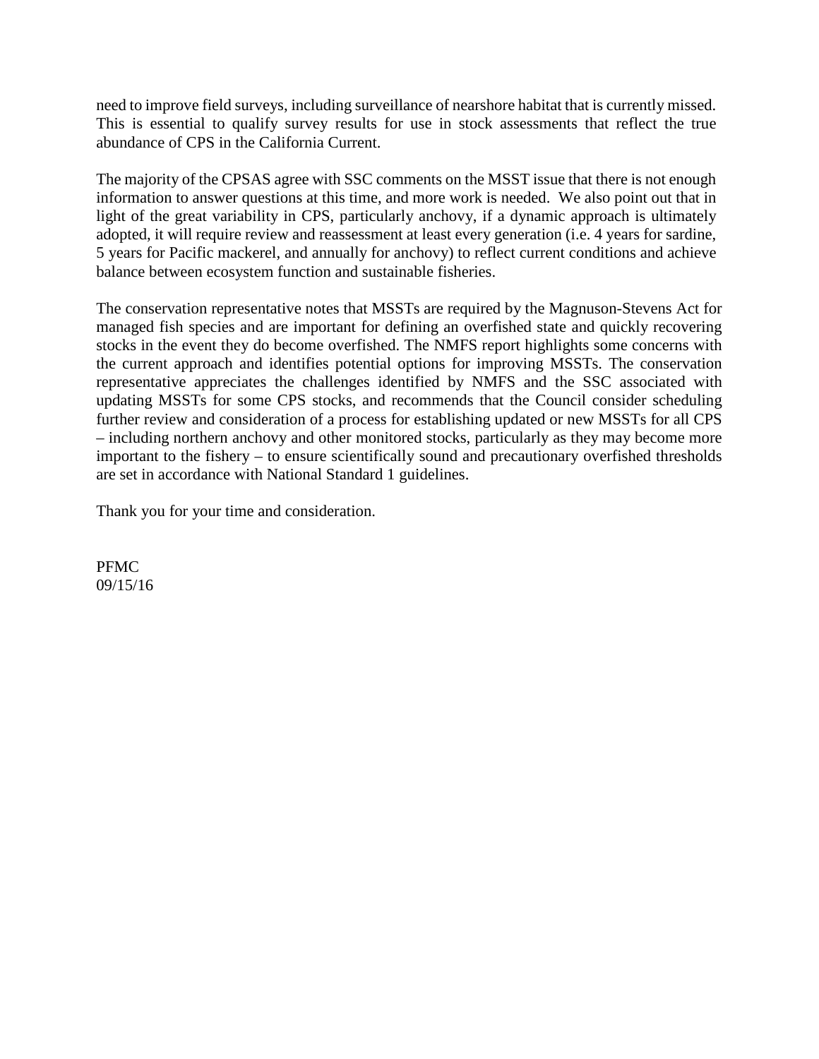need to improve field surveys, including surveillance of nearshore habitat that is currently missed. This is essential to qualify survey results for use in stock assessments that reflect the true abundance of CPS in the California Current.

The majority of the CPSAS agree with SSC comments on the MSST issue that there is not enough information to answer questions at this time, and more work is needed. We also point out that in light of the great variability in CPS, particularly anchovy, if a dynamic approach is ultimately adopted, it will require review and reassessment at least every generation (i.e. 4 years for sardine, 5 years for Pacific mackerel, and annually for anchovy) to reflect current conditions and achieve balance between ecosystem function and sustainable fisheries.

The conservation representative notes that MSSTs are required by the Magnuson-Stevens Act for managed fish species and are important for defining an overfished state and quickly recovering stocks in the event they do become overfished. The NMFS report highlights some concerns with the current approach and identifies potential options for improving MSSTs. The conservation representative appreciates the challenges identified by NMFS and the SSC associated with updating MSSTs for some CPS stocks, and recommends that the Council consider scheduling further review and consideration of a process for establishing updated or new MSSTs for all CPS – including northern anchovy and other monitored stocks, particularly as they may become more important to the fishery – to ensure scientifically sound and precautionary overfished thresholds are set in accordance with National Standard 1 guidelines.

Thank you for your time and consideration.

PFMC
09/15/16